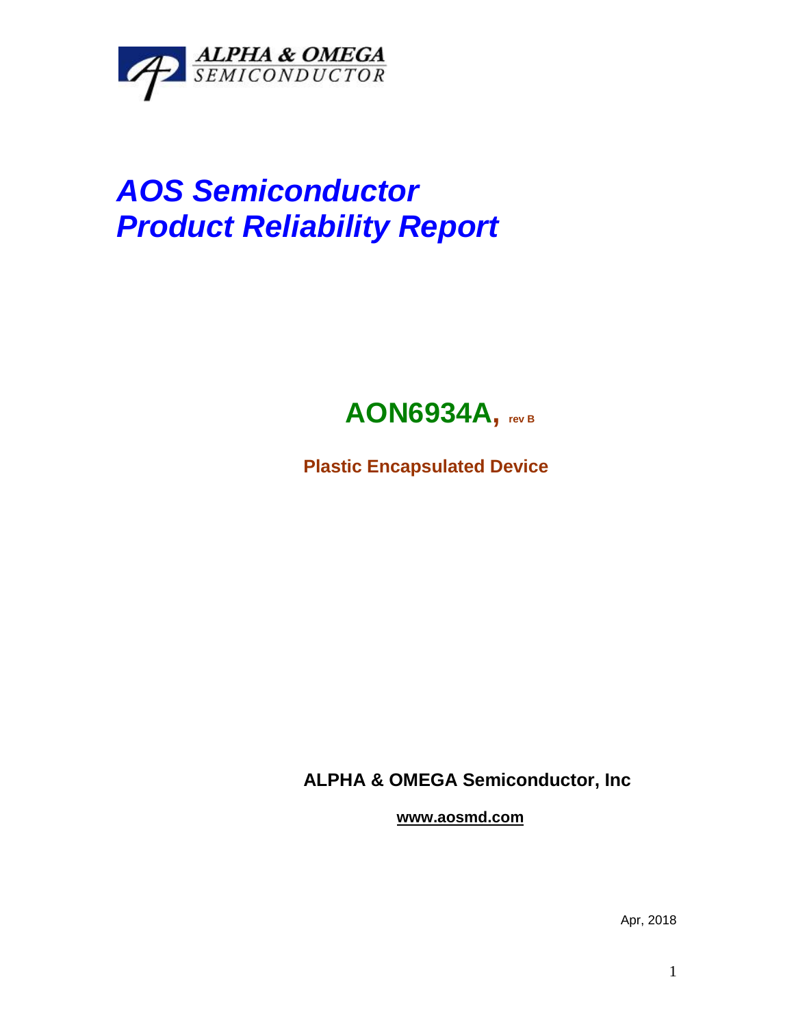ALPHA & OMEGA SEMICONDUCTOR

# *AOS Semiconductor Product Reliability Report*

## AON6934A, rev B

**Plastic Encapsulated Device**

**ALPHA & OMEGA Semiconductor, Inc**

**www.aosmd.com**

Apr, 2018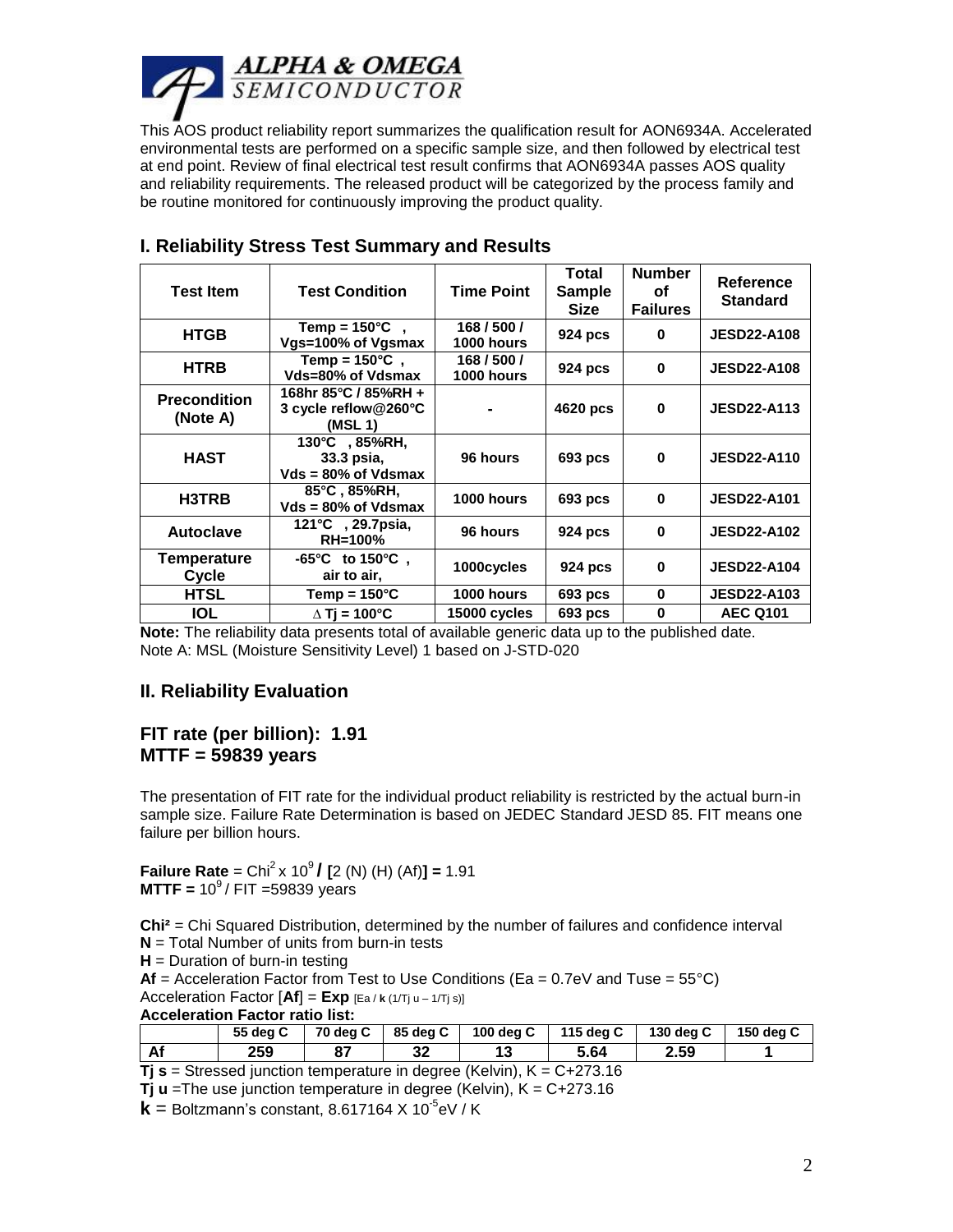This AOS product reliability report summarizes the qualification result for AON6934A. Accelerated environmental tests are performed on a specific sample size, and then followed by electrical test at end point. Review of final electrical test result confirms that AON6934A passes AOS quality and reliability requirements. The released product will be categorized by the process family and be routine monitored for continuously improving the product quality.

## I. Reliability Stress Test Summary and Results

| Test Item | Test Condition | Time Point | Total Sample Size | Number of Failures | Reference Standard |
|---|---|---|---|---|---|
| **HTGB** | **Temp = 150°C , Vgs=100% of Vgsmax** | **168 / 500 / 1000 hours** | **924 pcs** | **0** | **JESD22-A108** |
| **HTRB** | **Temp = 150°C , Vds=80% of Vdsmax** | **168 / 500 / 1000 hours** | **924 pcs** | **0** | **JESD22-A108** |
| **Precondition (Note A)** | **168hr 85°C / 85%RH + 3 cycle reflow@260°C (MSL 1)** | **-** | **4620 pcs** | **0** | **JESD22-A113** |
| **HAST** | **130°C , 85%RH, 33.3 psia, Vds = 80% of Vdsmax** | **96 hours** | **693 pcs** | **0** | **JESD22-A110** |
| **H3TRB** | **85°C , 85%RH, Vds = 80% of Vdsmax** | **1000 hours** | **693 pcs** | **0** | **JESD22-A101** |
| **Autoclave** | **121°C , 29.7psia, RH=100%** | **96 hours** | **924 pcs** | **0** | **JESD22-A102** |
| **Temperature Cycle** | **-65°C to 150°C , air to air,** | **1000cycles** | **924 pcs** | **0** | **JESD22-A104** |
| **HTSL** | **Temp = 150°C** | **1000 hours** | **693 pcs** | **0** | **JESD22-A103** |
| **IOL** | **$\Delta$ Tj = 100°C** | **15000 cycles** | **693 pcs** | **0** | **AEC Q101** |

**Note:** The reliability data presents total of available generic data up to the published date.
Note A: MSL (Moisture Sensitivity Level) 1 based on J-STD-020

## II. Reliability Evaluation

### FIT rate (per billion): 1.91
### MTTF = 59839 years

The presentation of FIT rate for the individual product reliability is restricted by the actual burn-in sample size. Failure Rate Determination is based on JEDEC Standard JESD 85. FIT means one failure per billion hours.

**Failure Rate** = $\text{Chi}^2 \times 10^9$ **/ [**2 (N) (H) (Af)**] =** 1.91
**MTTF =** $10^9$ / FIT =59839 years

**Chi²** = Chi Squared Distribution, determined by the number of failures and confidence interval
**N** = Total Number of units from burn-in tests
**H** = Duration of burn-in testing
**Af** = Acceleration Factor from Test to Use Conditions (Ea = 0.7eV and Tuse = 55°C)
Acceleration Factor [**Af**] = **Exp** [Ea / **k** (1/Tj u – 1/Tj s)]

**Acceleration Factor ratio list:**

| | 55 deg C | 70 deg C | 85 deg C | 100 deg C | 115 deg C | 130 deg C | 150 deg C |
|---|---|---|---|---|---|---|---|
| **Af** | **259** | **87** | **32** | **13** | **5.64** | **2.59** | **1** |

**Tj s** = Stressed junction temperature in degree (Kelvin), K = C+273.16
**Tj u** =The use junction temperature in degree (Kelvin), K = C+273.16
**k** = Boltzmann's constant, 8.617164 X $10^{-5}$eV / K